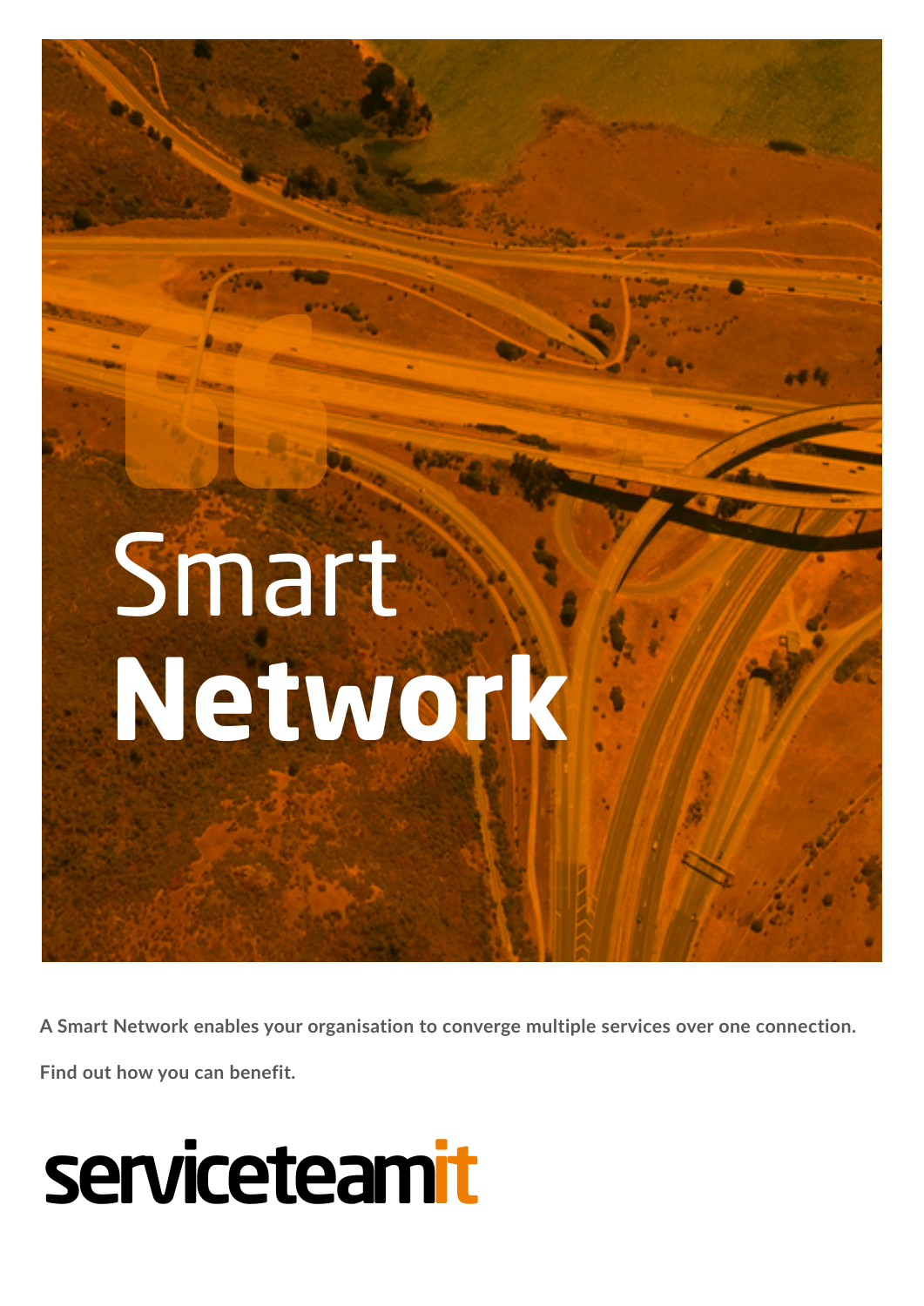# Smart **Network**

**A Smart Network enables your organisation to converge multiple services over one connection.**

**Find out how you can benefit.**

serviceteamit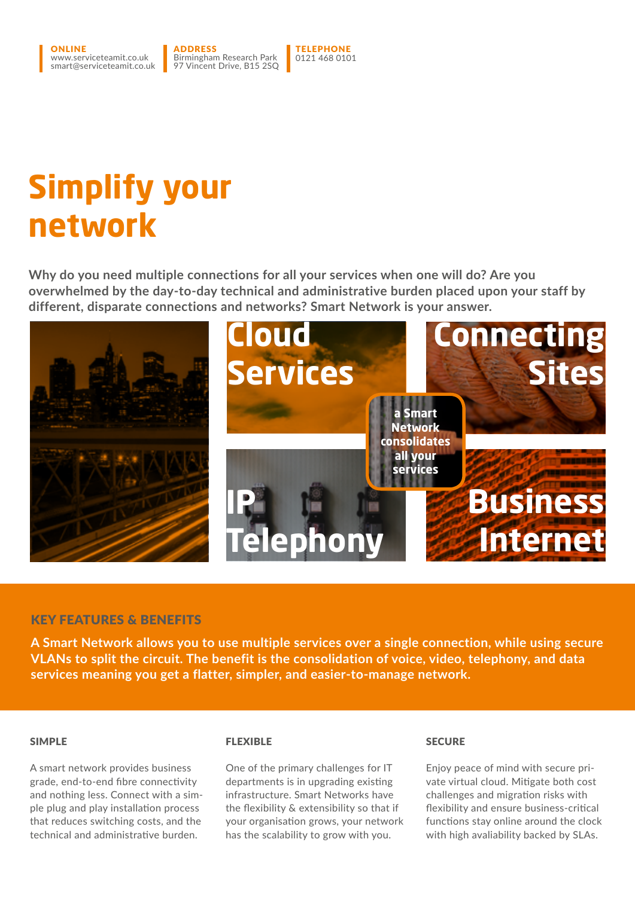**ONLINE**
www.serviceteamit.co.uk
smart@serviceteamit.co.uk

**ADDRESS**
Birmingham Research Park
97 Vincent Drive, B15 2SQ

**TELEPHONE**
0121 468 0101

# Simplify your network

**Why do you need multiple connections for all your services when one will do? Are you overwhelmed by the day-to-day technical and administrative burden placed upon your staff by different, disparate connections and networks? Smart Network is your answer.**

**Cloud Services**

**Connecting Sites**

**a Smart Network consolidates all your services**

**IP Telephony**

**Business Internet**

## KEY FEATURES & BENEFITS

**A Smart Network allows you to use multiple services over a single connection, while using secure VLANs to split the circuit. The benefit is the consolidation of voice, video, telephony, and data services meaning you get a flatter, simpler, and easier-to-manage network.**

### SIMPLE

A smart network provides business grade, end-to-end fibre connectivity and nothing less. Connect with a simple plug and play installation process that reduces switching costs, and the technical and administrative burden.

### FLEXIBLE

One of the primary challenges for IT departments is in upgrading existing infrastructure. Smart Networks have the flexibility & extensibility so that if your organisation grows, your network has the scalability to grow with you.

### SECURE

Enjoy peace of mind with secure private virtual cloud. Mitigate both cost challenges and migration risks with flexibility and ensure business-critical functions stay online around the clock with high avaliability backed by SLAs.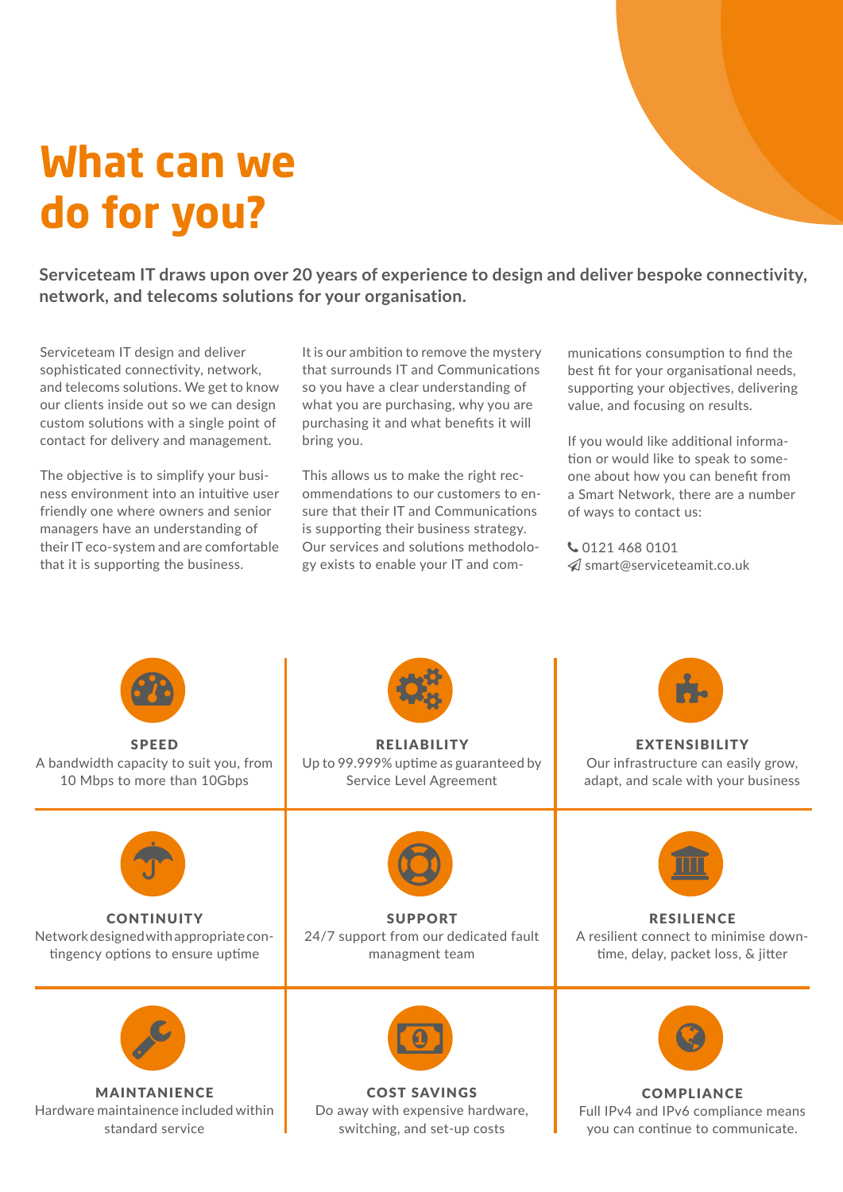# What can we do for you?

**Serviceteam IT draws upon over 20 years of experience to design and deliver bespoke connectivity, network, and telecoms solutions for your organisation.**

Serviceteam IT design and deliver sophisticated connectivity, network, and telecoms solutions. We get to know our clients inside out so we can design custom solutions with a single point of contact for delivery and management.

The objective is to simplify your business environment into an intuitive user friendly one where owners and senior managers have an understanding of their IT eco-system and are comfortable that it is supporting the business.

It is our ambition to remove the mystery that surrounds IT and Communications so you have a clear understanding of what you are purchasing, why you are purchasing it and what benefits it will bring you.

This allows us to make the right recommendations to our customers to ensure that their IT and Communications is supporting their business strategy. Our services and solutions methodology exists to enable your IT and communications consumption to find the best fit for your organisational needs, supporting your objectives, delivering value, and focusing on results.

If you would like additional information or would like to speak to someone about how you can benefit from a Smart Network, there are a number of ways to contact us:

0121 468 0101
smart@serviceteamit.co.uk

### SPEED
A bandwidth capacity to suit you, from 10 Mbps to more than 10Gbps

### RELIABILITY
Up to 99.999% uptime as guaranteed by Service Level Agreement

### EXTENSIBILITY
Our infrastructure can easily grow, adapt, and scale with your business

### CONTINUITY
Network designed with appropriate contingency options to ensure uptime

### SUPPORT
24/7 support from our dedicated fault managment team

### RESILIENCE
A resilient connect to minimise downtime, delay, packet loss, & jitter

### MAINTANIENCE
Hardware maintainence included within standard service

### COST SAVINGS
Do away with expensive hardware, switching, and set-up costs

### COMPLIANCE
Full IPv4 and IPv6 compliance means you can continue to communicate.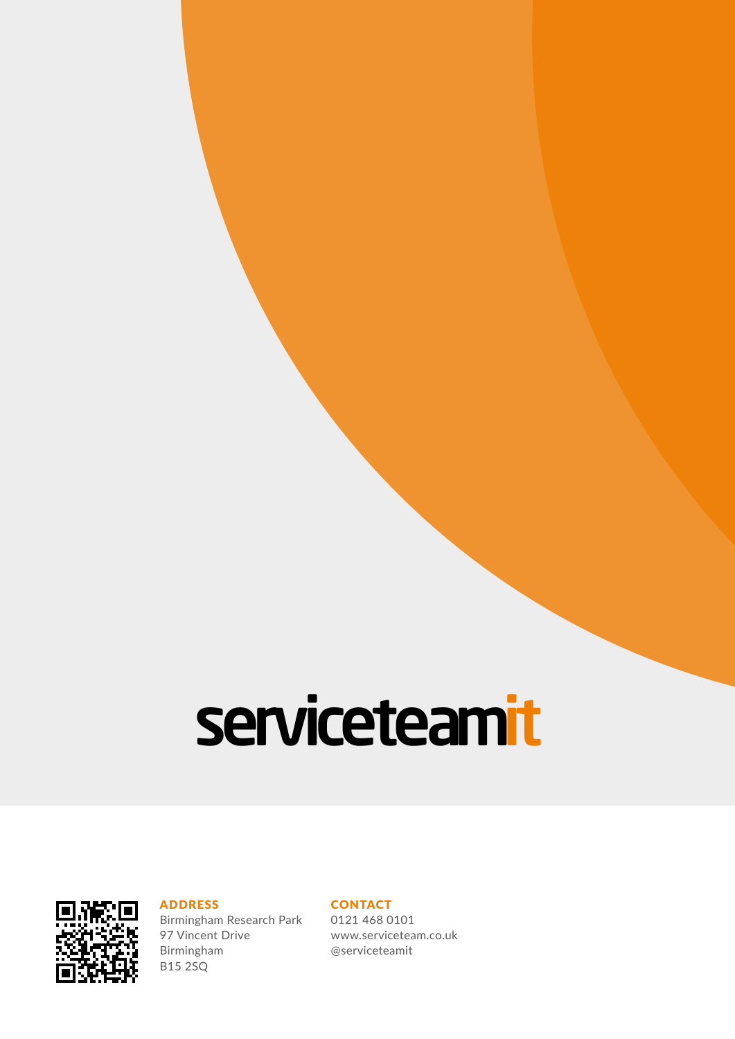serviceteamit

**ADDRESS**
Birmingham Research Park
97 Vincent Drive
Birmingham
B15 2SQ

**CONTACT**
0121 468 0101
www.serviceteam.co.uk
@serviceteamit